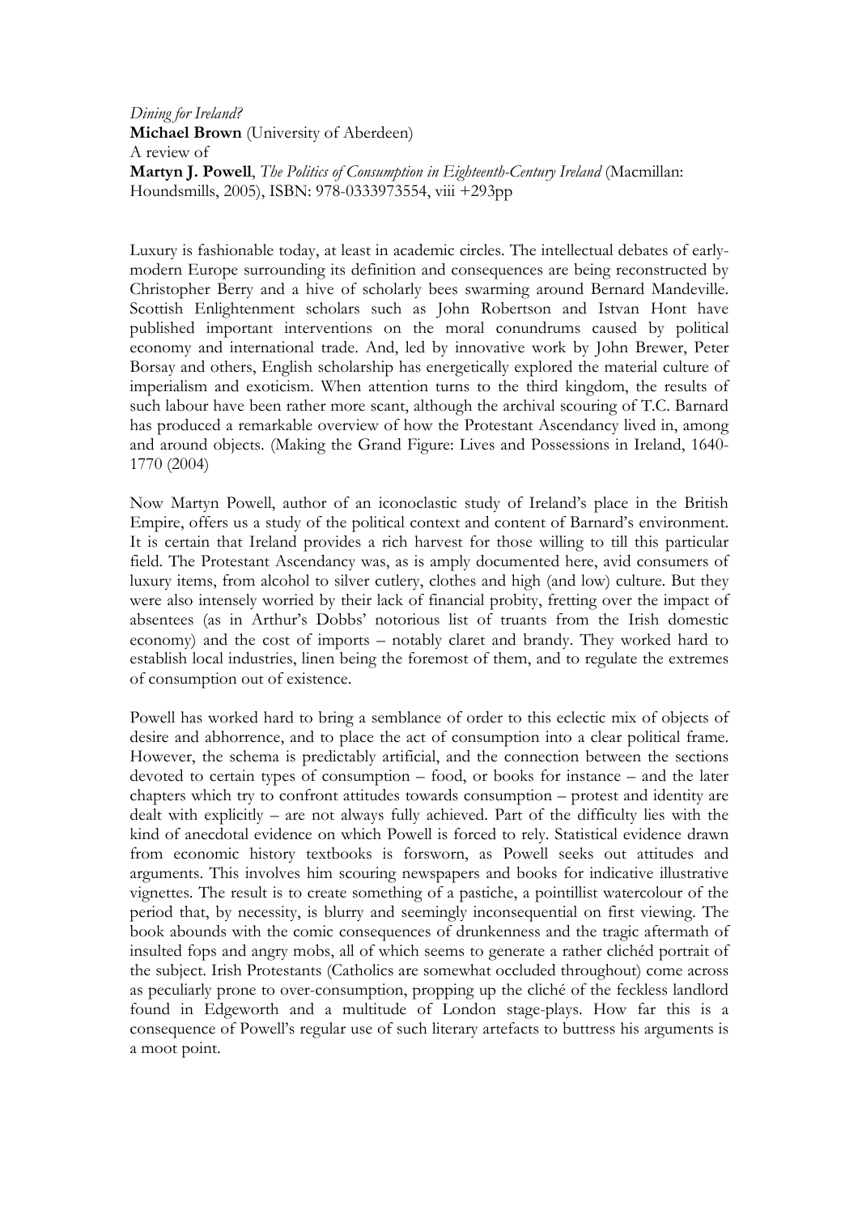*Dining for Ireland?*
**Michael Brown** (University of Aberdeen)
A review of
**Martyn J. Powell**, *The Politics of Consumption in Eighteenth-Century Ireland* (Macmillan: Houndsmills, 2005), ISBN: 978-0333973554, viii +293pp

Luxury is fashionable today, at least in academic circles. The intellectual debates of early-modern Europe surrounding its definition and consequences are being reconstructed by Christopher Berry and a hive of scholarly bees swarming around Bernard Mandeville. Scottish Enlightenment scholars such as John Robertson and Istvan Hont have published important interventions on the moral conundrums caused by political economy and international trade. And, led by innovative work by John Brewer, Peter Borsay and others, English scholarship has energetically explored the material culture of imperialism and exoticism. When attention turns to the third kingdom, the results of such labour have been rather more scant, although the archival scouring of T.C. Barnard has produced a remarkable overview of how the Protestant Ascendancy lived in, among and around objects. (Making the Grand Figure: Lives and Possessions in Ireland, 1640-1770 (2004)

Now Martyn Powell, author of an iconoclastic study of Ireland's place in the British Empire, offers us a study of the political context and content of Barnard's environment. It is certain that Ireland provides a rich harvest for those willing to till this particular field. The Protestant Ascendancy was, as is amply documented here, avid consumers of luxury items, from alcohol to silver cutlery, clothes and high (and low) culture. But they were also intensely worried by their lack of financial probity, fretting over the impact of absentees (as in Arthur's Dobbs' notorious list of truants from the Irish domestic economy) and the cost of imports – notably claret and brandy. They worked hard to establish local industries, linen being the foremost of them, and to regulate the extremes of consumption out of existence.

Powell has worked hard to bring a semblance of order to this eclectic mix of objects of desire and abhorrence, and to place the act of consumption into a clear political frame. However, the schema is predictably artificial, and the connection between the sections devoted to certain types of consumption – food, or books for instance – and the later chapters which try to confront attitudes towards consumption – protest and identity are dealt with explicitly – are not always fully achieved. Part of the difficulty lies with the kind of anecdotal evidence on which Powell is forced to rely. Statistical evidence drawn from economic history textbooks is forsworn, as Powell seeks out attitudes and arguments. This involves him scouring newspapers and books for indicative illustrative vignettes. The result is to create something of a pastiche, a pointillist watercolour of the period that, by necessity, is blurry and seemingly inconsequential on first viewing. The book abounds with the comic consequences of drunkenness and the tragic aftermath of insulted fops and angry mobs, all of which seems to generate a rather clichéd portrait of the subject. Irish Protestants (Catholics are somewhat occluded throughout) come across as peculiarly prone to over-consumption, propping up the cliché of the feckless landlord found in Edgeworth and a multitude of London stage-plays. How far this is a consequence of Powell's regular use of such literary artefacts to buttress his arguments is a moot point.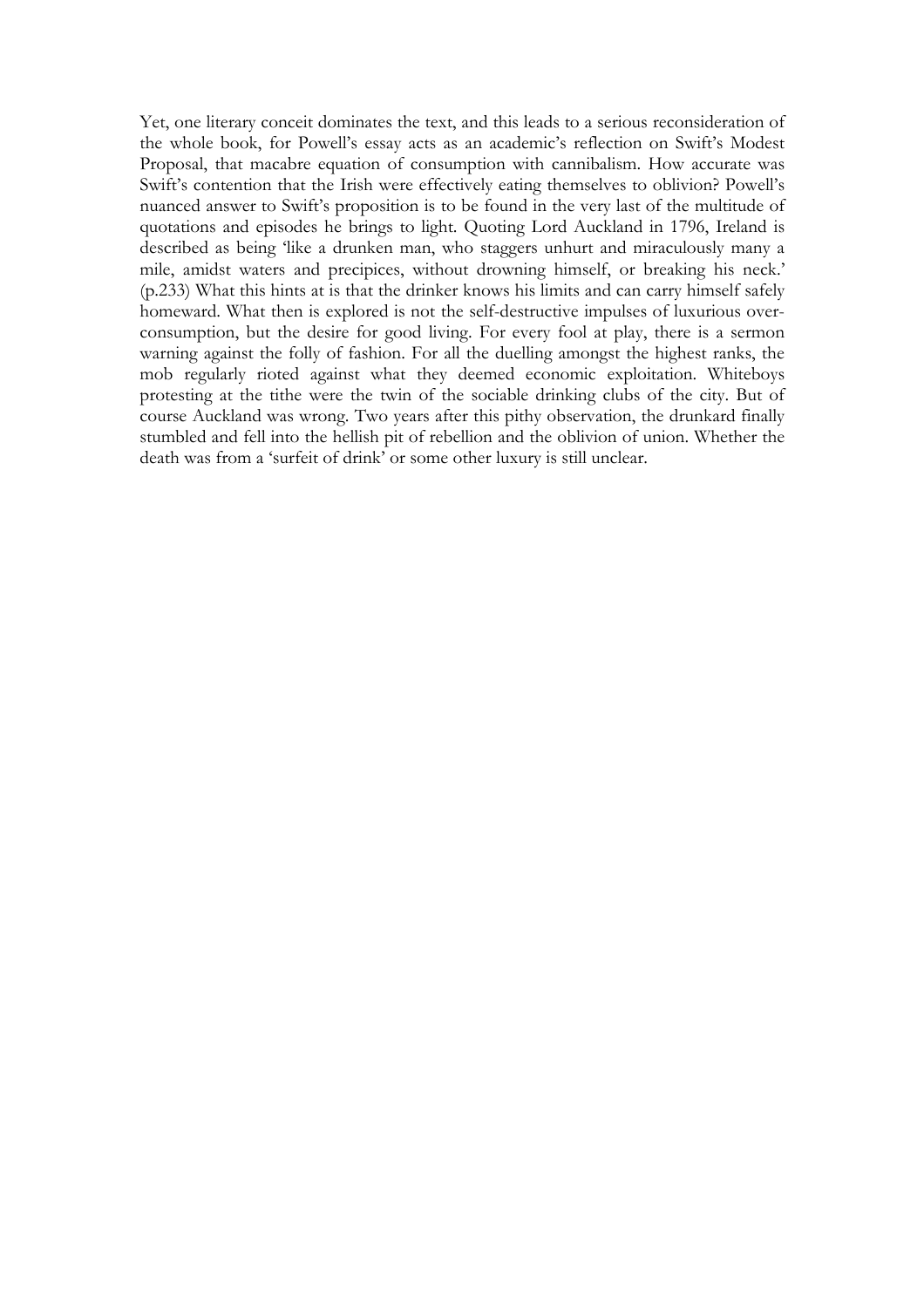Yet, one literary conceit dominates the text, and this leads to a serious reconsideration of the whole book, for Powell's essay acts as an academic's reflection on Swift's Modest Proposal, that macabre equation of consumption with cannibalism. How accurate was Swift's contention that the Irish were effectively eating themselves to oblivion? Powell's nuanced answer to Swift's proposition is to be found in the very last of the multitude of quotations and episodes he brings to light. Quoting Lord Auckland in 1796, Ireland is described as being 'like a drunken man, who staggers unhurt and miraculously many a mile, amidst waters and precipices, without drowning himself, or breaking his neck.' (p.233) What this hints at is that the drinker knows his limits and can carry himself safely homeward. What then is explored is not the self-destructive impulses of luxurious over-consumption, but the desire for good living. For every fool at play, there is a sermon warning against the folly of fashion. For all the duelling amongst the highest ranks, the mob regularly rioted against what they deemed economic exploitation. Whiteboys protesting at the tithe were the twin of the sociable drinking clubs of the city. But of course Auckland was wrong. Two years after this pithy observation, the drunkard finally stumbled and fell into the hellish pit of rebellion and the oblivion of union. Whether the death was from a 'surfeit of drink' or some other luxury is still unclear.